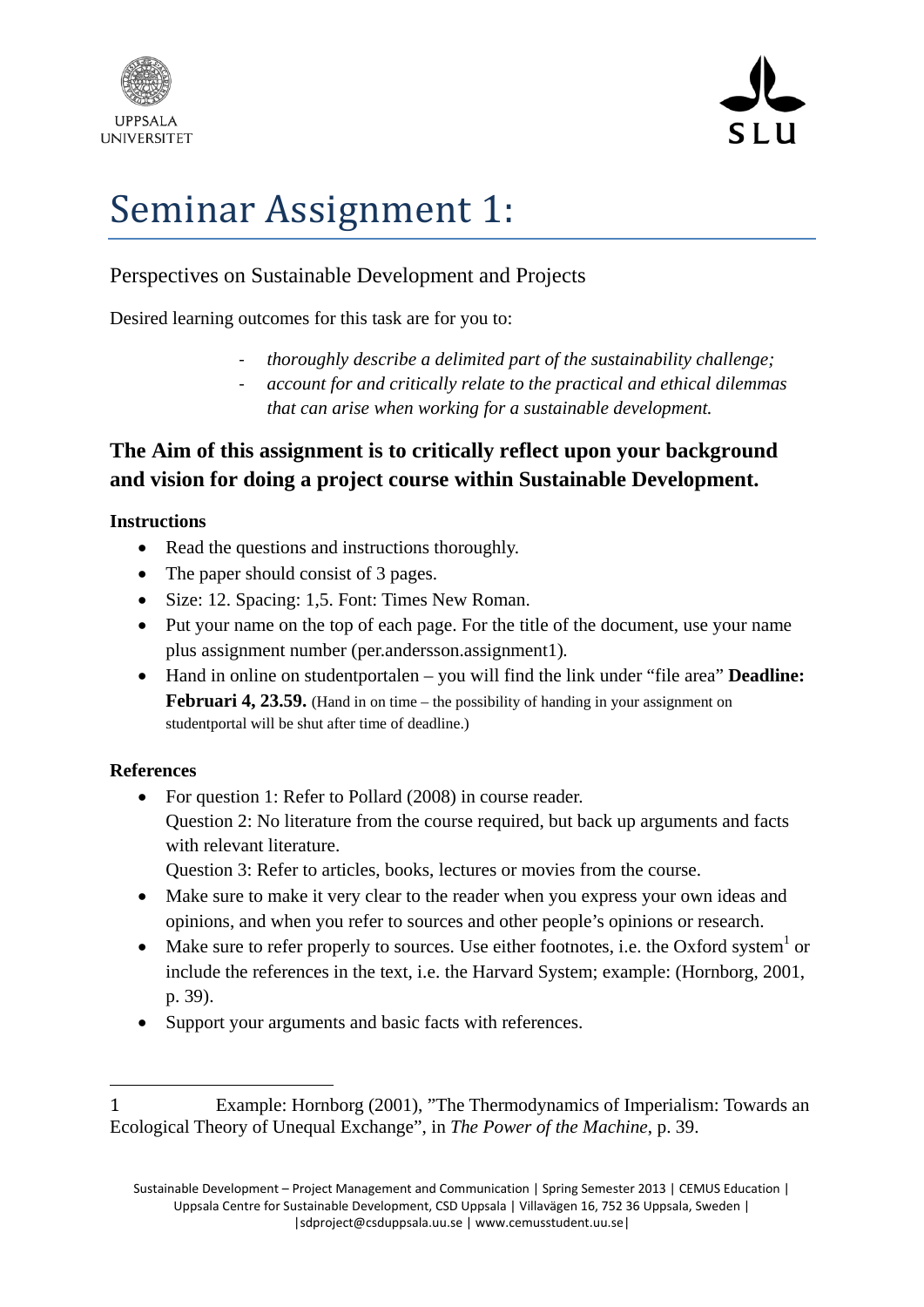UPPSALA UNIVERSITET

SLU

# Seminar Assignment 1:

Perspectives on Sustainable Development and Projects

Desired learning outcomes for this task are for you to:

- *thoroughly describe a delimited part of the sustainability challenge;*
- *account for and critically relate to the practical and ethical dilemmas that can arise when working for a sustainable development.*

## The Aim of this assignment is to critically reflect upon your background and vision for doing a project course within Sustainable Development.

### Instructions

- Read the questions and instructions thoroughly.
- The paper should consist of 3 pages.
- Size: 12. Spacing: 1,5. Font: Times New Roman.
- Put your name on the top of each page. For the title of the document, use your name plus assignment number (per.andersson.assignment1).
- Hand in online on studentportalen – you will find the link under "file area" **Deadline: Februari 4, 23.59.** (Hand in on time – the possibility of handing in your assignment on studentportal will be shut after time of deadline.)

### References

- For question 1: Refer to Pollard (2008) in course reader.
  Question 2: No literature from the course required, but back up arguments and facts with relevant literature.
  Question 3: Refer to articles, books, lectures or movies from the course.
- Make sure to make it very clear to the reader when you express your own ideas and opinions, and when you refer to sources and other people's opinions or research.
- Make sure to refer properly to sources. Use either footnotes, i.e. the Oxford system[1] or include the references in the text, i.e. the Harvard System; example: (Hornborg, 2001, p. 39).
- Support your arguments and basic facts with references.

---

1 Example: Hornborg (2001), "The Thermodynamics of Imperialism: Towards an Ecological Theory of Unequal Exchange", in *The Power of the Machine*, p. 39.

Sustainable Development – Project Management and Communication | Spring Semester 2013 | CEMUS Education | Uppsala Centre for Sustainable Development, CSD Uppsala | Villavägen 16, 752 36 Uppsala, Sweden | |sdproject@csduppsala.uu.se | www.cemusstudent.uu.se|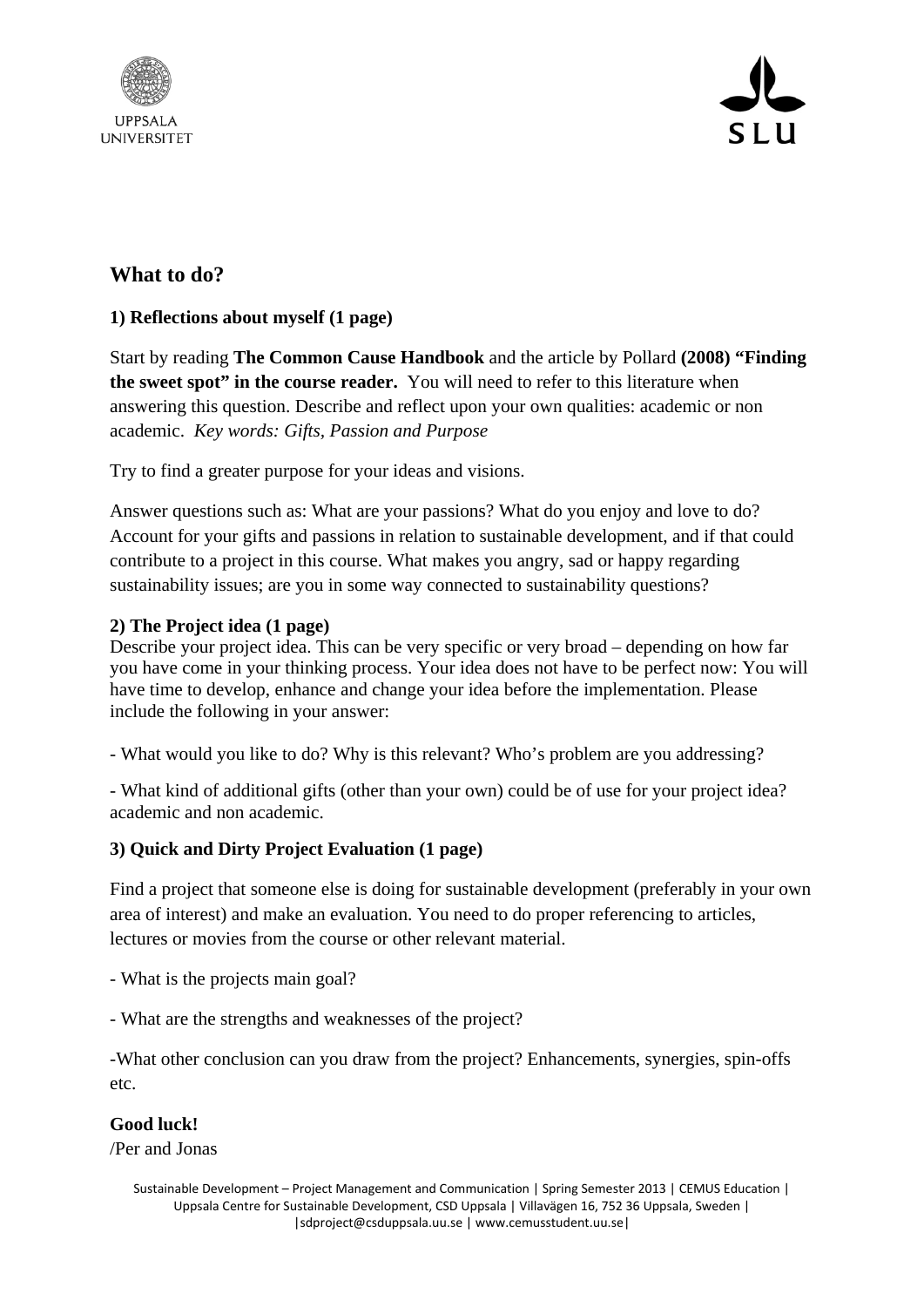## What to do?

### 1) Reflections about myself (1 page)

Start by reading **The Common Cause Handbook** and the article by Pollard **(2008) "Finding the sweet spot" in the course reader.** You will need to refer to this literature when answering this question. Describe and reflect upon your own qualities: academic or non academic. *Key words: Gifts, Passion and Purpose*

Try to find a greater purpose for your ideas and visions.

Answer questions such as: What are your passions? What do you enjoy and love to do? Account for your gifts and passions in relation to sustainable development, and if that could contribute to a project in this course. What makes you angry, sad or happy regarding sustainability issues; are you in some way connected to sustainability questions?

### 2) The Project idea (1 page)

Describe your project idea. This can be very specific or very broad – depending on how far you have come in your thinking process. Your idea does not have to be perfect now: You will have time to develop, enhance and change your idea before the implementation. Please include the following in your answer:

- What would you like to do? Why is this relevant? Who's problem are you addressing?

- What kind of additional gifts (other than your own) could be of use for your project idea? academic and non academic.

### 3) Quick and Dirty Project Evaluation (1 page)

Find a project that someone else is doing for sustainable development (preferably in your own area of interest) and make an evaluation. You need to do proper referencing to articles, lectures or movies from the course or other relevant material.

- What is the projects main goal?

- What are the strengths and weaknesses of the project?

-What other conclusion can you draw from the project? Enhancements, synergies, spin-offs etc.

**Good luck!**
/Per and Jonas